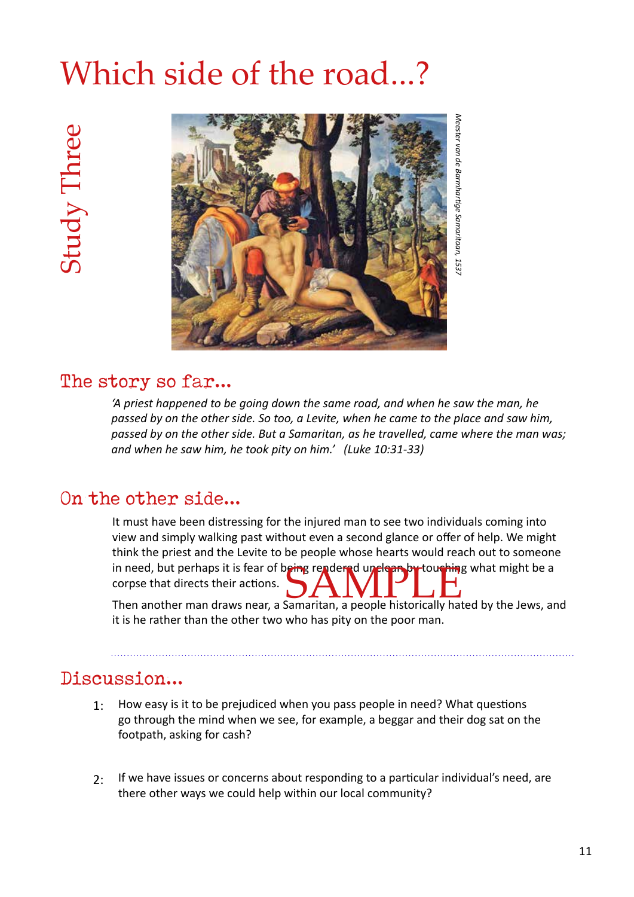# Which side of the road...?

Study Three

*Meester van de Barmhartige Samaritaan, 1537*

## The story so far...

*'A priest happened to be going down the same road, and when he saw the man, he passed by on the other side. So too, a Levite, when he came to the place and saw him, passed by on the other side. But a Samaritan, as he travelled, came where the man was; and when he saw him, he took pity on him.' (Luke 10:31-33)*

## On the other side...

It must have been distressing for the injured man to see two individuals coming into view and simply walking past without even a second glance or offer of help. We might think the priest and the Levite to be people whose hearts would reach out to someone in need, but perhaps it is fear of being rendered unclean by touching what might be a corpse that directs their actions.

Then another man draws near, a Samaritan, a people historically hated by the Jews, and it is he rather than the other two who has pity on the poor man.

## Discussion...

1: How easy is it to be prejudiced when you pass people in need? What questions go through the mind when we see, for example, a beggar and their dog sat on the footpath, asking for cash?

2: If we have issues or concerns about responding to a particular individual's need, are there other ways we could help within our local community?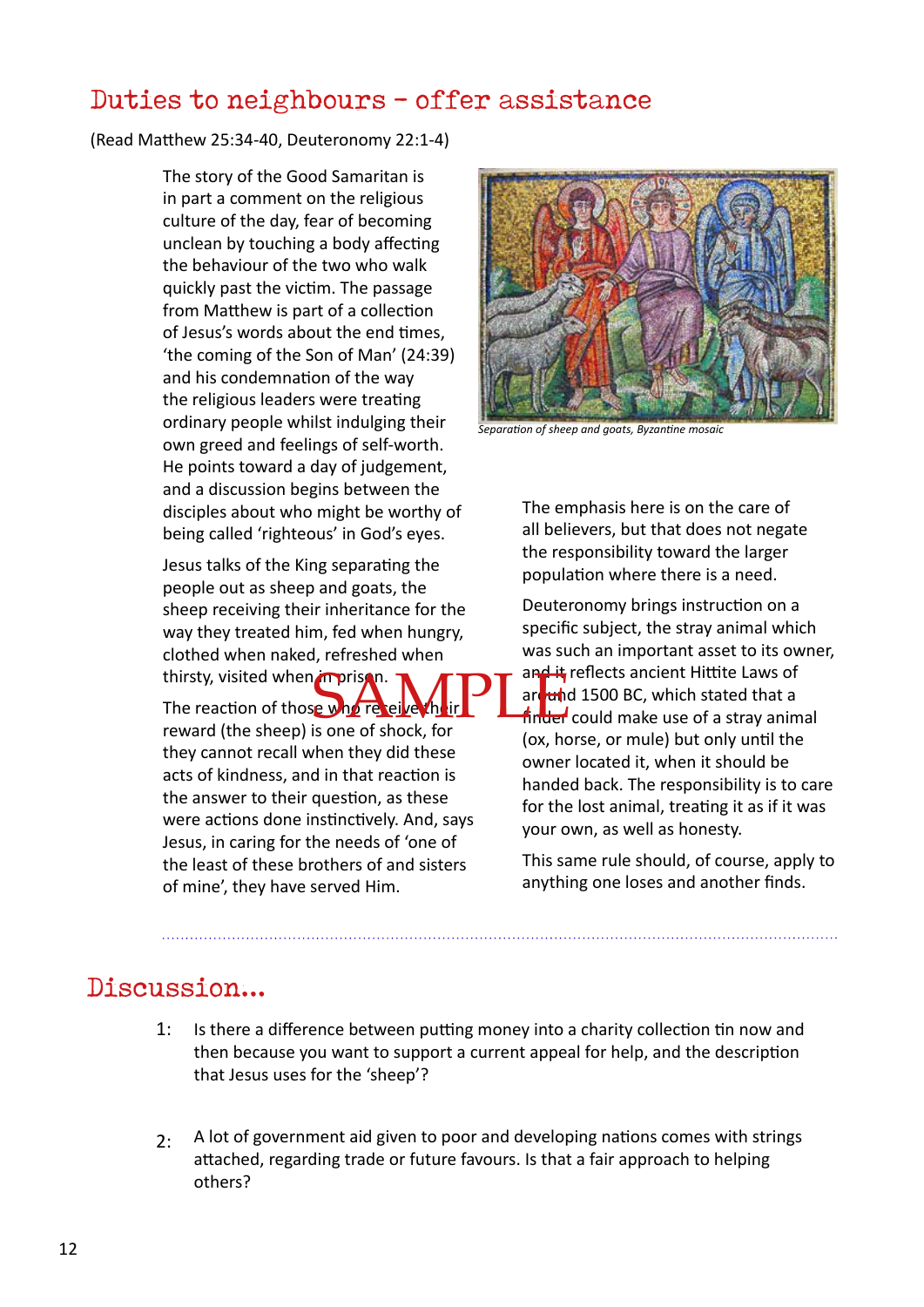## Duties to neighbours – offer assistance

(Read Matthew 25:34-40, Deuteronomy 22:1-4)

The story of the Good Samaritan is in part a comment on the religious culture of the day, fear of becoming unclean by touching a body affecting the behaviour of the two who walk quickly past the victim. The passage from Matthew is part of a collection of Jesus's words about the end times, 'the coming of the Son of Man' (24:39) and his condemnation of the way the religious leaders were treating ordinary people whilst indulging their own greed and feelings of self-worth. He points toward a day of judgement, and a discussion begins between the disciples about who might be worthy of being called 'righteous' in God's eyes.

Jesus talks of the King separating the people out as sheep and goats, the sheep receiving their inheritance for the way they treated him, fed when hungry, clothed when naked, refreshed when thirsty, visited when in prison.

The reaction of those who receive their reward (the sheep) is one of shock, for they cannot recall when they did these acts of kindness, and in that reaction is the answer to their question, as these were actions done instinctively. And, says Jesus, in caring for the needs of 'one of the least of these brothers of and sisters of mine', they have served Him.

*Separation of sheep and goats, Byzantine mosaic*

The emphasis here is on the care of all believers, but that does not negate the responsibility toward the larger population where there is a need.

Deuteronomy brings instruction on a specific subject, the stray animal which was such an important asset to its owner, and it reflects ancient Hittite Laws of around 1500 BC, which stated that a finder could make use of a stray animal (ox, horse, or mule) but only until the owner located it, when it should be handed back. The responsibility is to care for the lost animal, treating it as if it was your own, as well as honesty.

This same rule should, of course, apply to anything one loses and another finds.

## Discussion...

1: Is there a difference between putting money into a charity collection tin now and then because you want to support a current appeal for help, and the description that Jesus uses for the 'sheep'?

2: A lot of government aid given to poor and developing nations comes with strings attached, regarding trade or future favours. Is that a fair approach to helping others?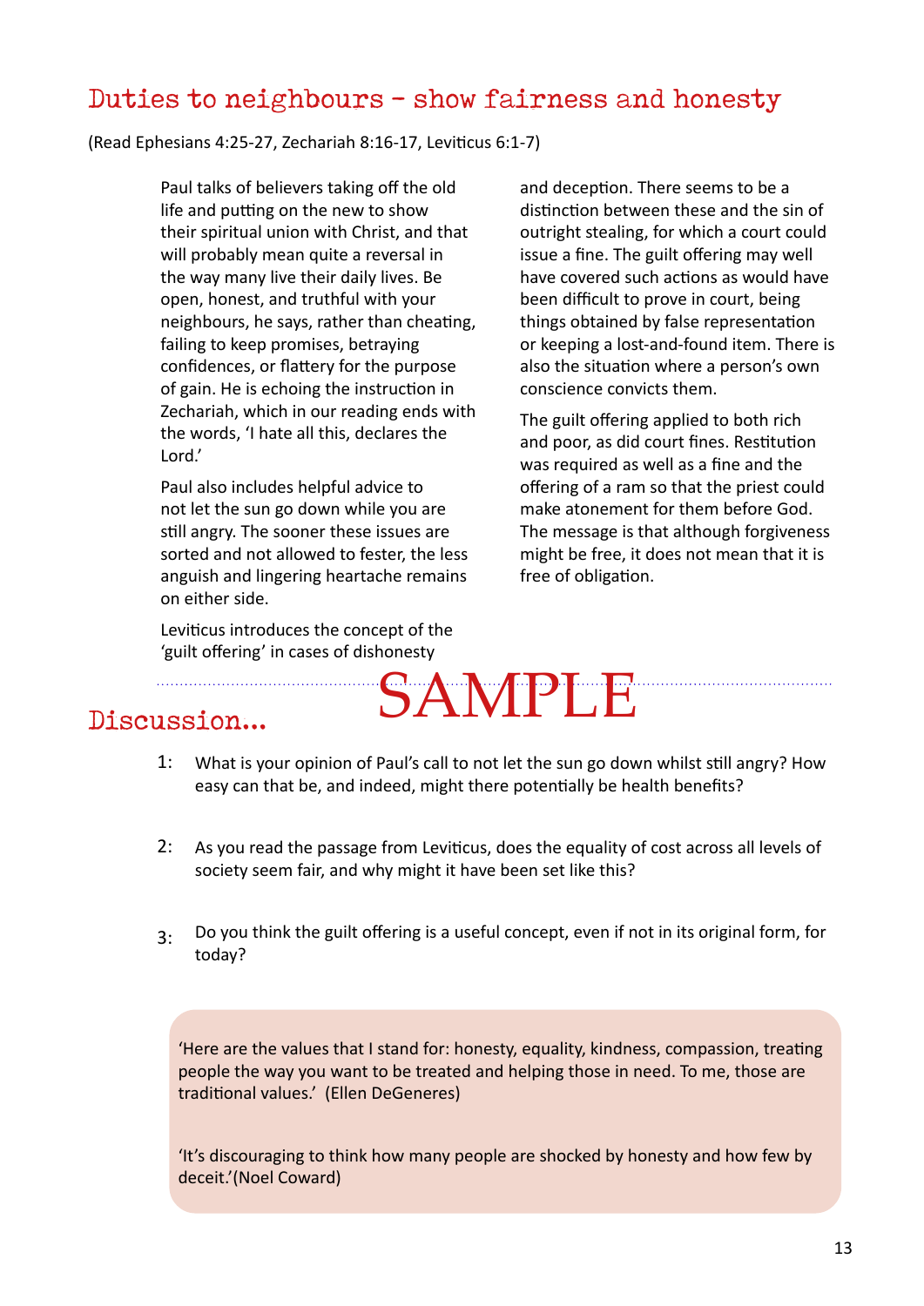## Duties to neighbours – show fairness and honesty

(Read Ephesians 4:25-27, Zechariah 8:16-17, Leviticus 6:1-7)

Paul talks of believers taking off the old life and putting on the new to show their spiritual union with Christ, and that will probably mean quite a reversal in the way many live their daily lives. Be open, honest, and truthful with your neighbours, he says, rather than cheating, failing to keep promises, betraying confidences, or flattery for the purpose of gain. He is echoing the instruction in Zechariah, which in our reading ends with the words, 'I hate all this, declares the Lord.'

Paul also includes helpful advice to not let the sun go down while you are still angry. The sooner these issues are sorted and not allowed to fester, the less anguish and lingering heartache remains on either side.

Leviticus introduces the concept of the 'guilt offering' in cases of dishonesty and deception. There seems to be a distinction between these and the sin of outright stealing, for which a court could issue a fine. The guilt offering may well have covered such actions as would have been difficult to prove in court, being things obtained by false representation or keeping a lost-and-found item. There is also the situation where a person's own conscience convicts them.

The guilt offering applied to both rich and poor, as did court fines. Restitution was required as well as a fine and the offering of a ram so that the priest could make atonement for them before God. The message is that although forgiveness might be free, it does not mean that it is free of obligation.

SAMPLE

## Discussion...

1: What is your opinion of Paul's call to not let the sun go down whilst still angry? How easy can that be, and indeed, might there potentially be health benefits?

2: As you read the passage from Leviticus, does the equality of cost across all levels of society seem fair, and why might it have been set like this?

3: Do you think the guilt offering is a useful concept, even if not in its original form, for today?

'Here are the values that I stand for: honesty, equality, kindness, compassion, treating people the way you want to be treated and helping those in need. To me, those are traditional values.' (Ellen DeGeneres)

'It's discouraging to think how many people are shocked by honesty and how few by deceit.'(Noel Coward)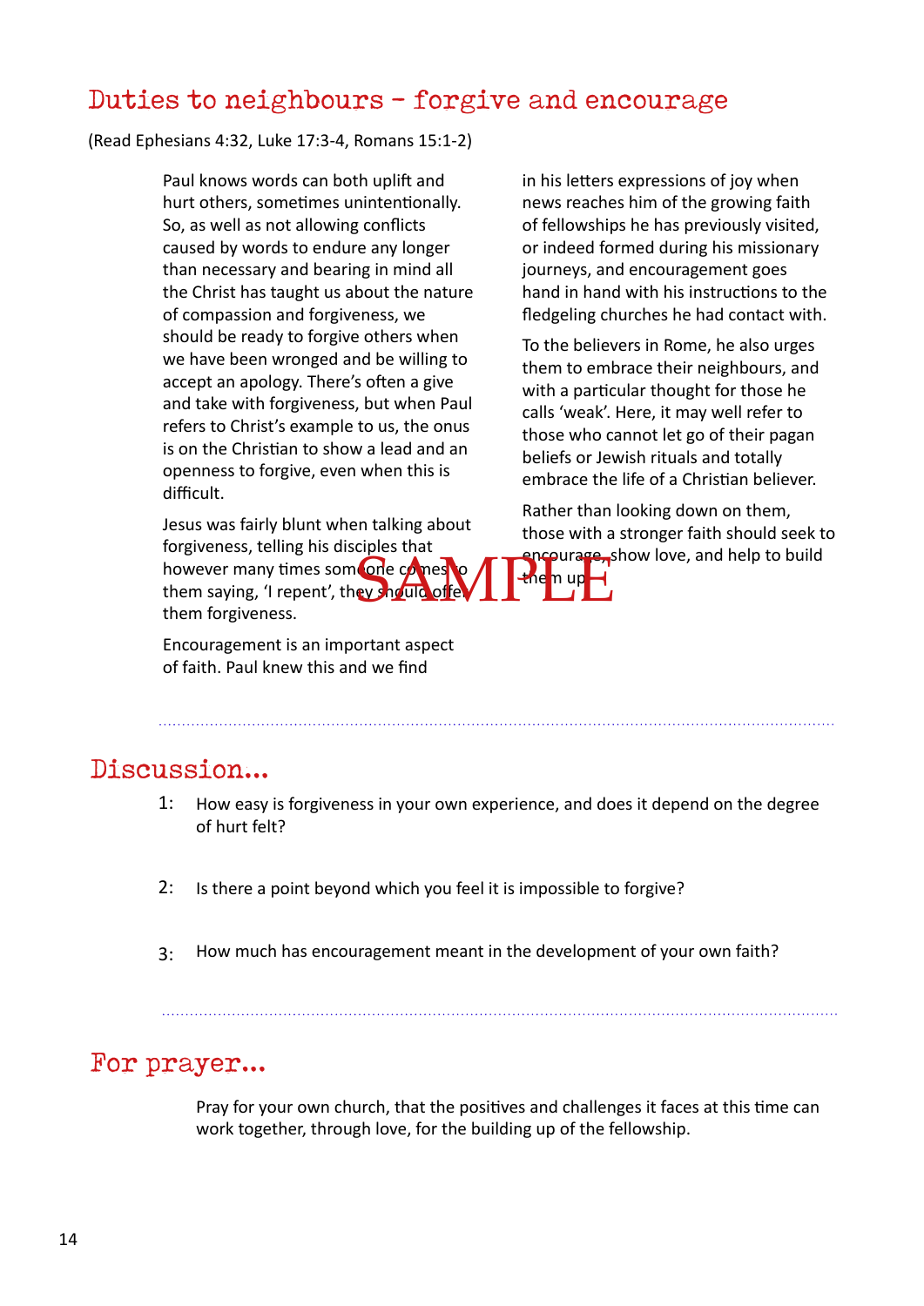## Duties to neighbours – forgive and encourage

(Read Ephesians 4:32, Luke 17:3-4, Romans 15:1-2)

Paul knows words can both uplift and hurt others, sometimes unintentionally. So, as well as not allowing conflicts caused by words to endure any longer than necessary and bearing in mind all the Christ has taught us about the nature of compassion and forgiveness, we should be ready to forgive others when we have been wronged and be willing to accept an apology. There's often a give and take with forgiveness, but when Paul refers to Christ's example to us, the onus is on the Christian to show a lead and an openness to forgive, even when this is difficult.

Jesus was fairly blunt when talking about forgiveness, telling his disciples that however many times someone comes to them saying, 'I repent', they should offer them forgiveness.

Encouragement is an important aspect of faith. Paul knew this and we find in his letters expressions of joy when news reaches him of the growing faith of fellowships he has previously visited, or indeed formed during his missionary journeys, and encouragement goes hand in hand with his instructions to the fledgeling churches he had contact with.

To the believers in Rome, he also urges them to embrace their neighbours, and with a particular thought for those he calls 'weak'. Here, it may well refer to those who cannot let go of their pagan beliefs or Jewish rituals and totally embrace the life of a Christian believer.

Rather than looking down on them, those with a stronger faith should seek to encourage, show love, and help to build them up.

SAMPLE

## Discussion...

1: How easy is forgiveness in your own experience, and does it depend on the degree of hurt felt?

2: Is there a point beyond which you feel it is impossible to forgive?

3: How much has encouragement meant in the development of your own faith?

## For prayer...

Pray for your own church, that the positives and challenges it faces at this time can work together, through love, for the building up of the fellowship.